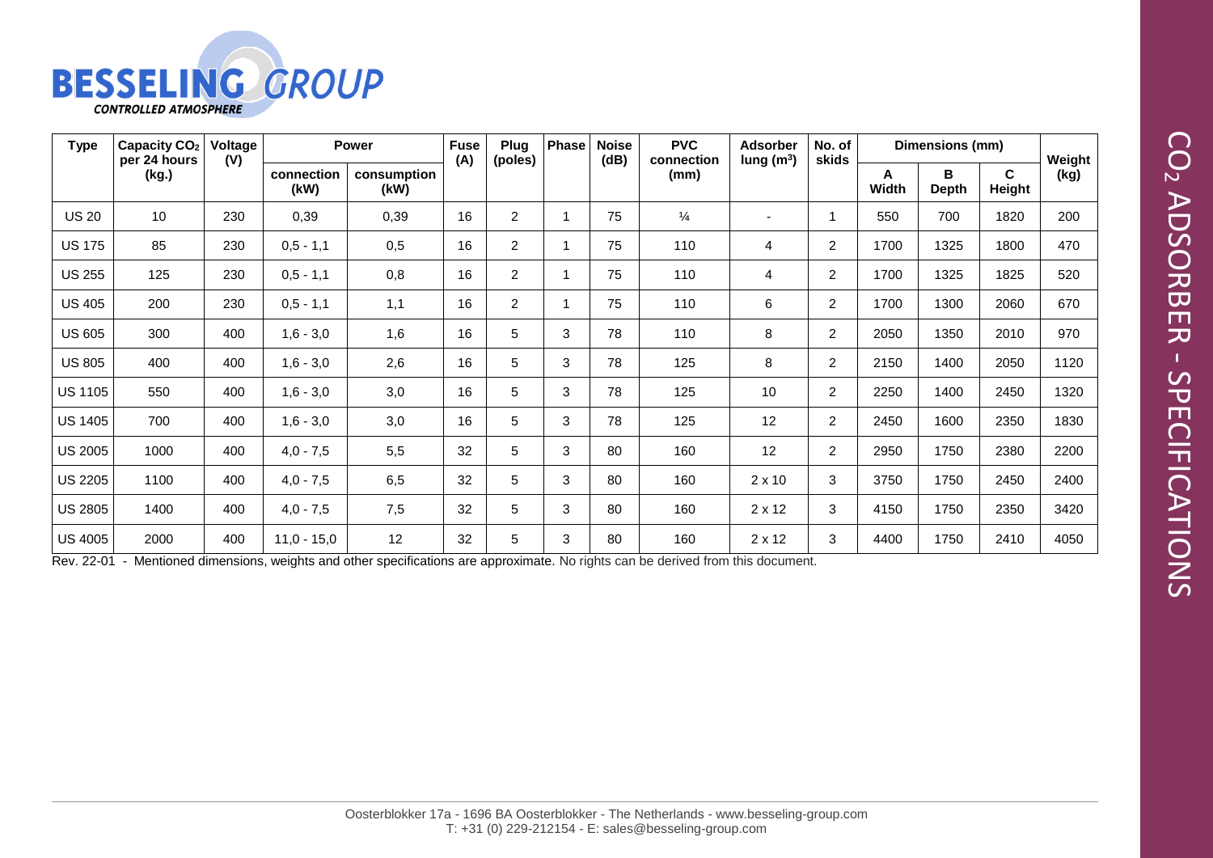# BESSELING GROUP

*CONTROLLED ATMOSPHERE*

## $CO_2$ ADSORBER - SPECIFICATIONS

| Type | Capacity $CO_2$ per 24 hours (kg.) | Voltage (V) | Power | | Fuse (A) | Plug (poles) | Phase | Noise (dB) | PVC connection (mm) | Adsorber lung ($m^3$) | No. of skids | Dimensions (mm) | | | Weight (kg) |
|---|---|---|---|---|---|---|---|---|---|---|---|---|---|---|---|
| | | | connection (kW) | consumption (kW) | | | | | | | | A Width | B Depth | C Height | |
| US 20 | 10 | 230 | 0,39 | 0,39 | 16 | 2 | 1 | 75 | ¼ | - | 1 | 550 | 700 | 1820 | 200 |
| US 175 | 85 | 230 | 0,5 - 1,1 | 0,5 | 16 | 2 | 1 | 75 | 110 | 4 | 2 | 1700 | 1325 | 1800 | 470 |
| US 255 | 125 | 230 | 0,5 - 1,1 | 0,8 | 16 | 2 | 1 | 75 | 110 | 4 | 2 | 1700 | 1325 | 1825 | 520 |
| US 405 | 200 | 230 | 0,5 - 1,1 | 1,1 | 16 | 2 | 1 | 75 | 110 | 6 | 2 | 1700 | 1300 | 2060 | 670 |
| US 605 | 300 | 400 | 1,6 - 3,0 | 1,6 | 16 | 5 | 3 | 78 | 110 | 8 | 2 | 2050 | 1350 | 2010 | 970 |
| US 805 | 400 | 400 | 1,6 - 3,0 | 2,6 | 16 | 5 | 3 | 78 | 125 | 8 | 2 | 2150 | 1400 | 2050 | 1120 |
| US 1105 | 550 | 400 | 1,6 - 3,0 | 3,0 | 16 | 5 | 3 | 78 | 125 | 10 | 2 | 2250 | 1400 | 2450 | 1320 |
| US 1405 | 700 | 400 | 1,6 - 3,0 | 3,0 | 16 | 5 | 3 | 78 | 125 | 12 | 2 | 2450 | 1600 | 2350 | 1830 |
| US 2005 | 1000 | 400 | 4,0 - 7,5 | 5,5 | 32 | 5 | 3 | 80 | 160 | 12 | 2 | 2950 | 1750 | 2380 | 2200 |
| US 2205 | 1100 | 400 | 4,0 - 7,5 | 6,5 | 32 | 5 | 3 | 80 | 160 | 2 x 10 | 3 | 3750 | 1750 | 2450 | 2400 |
| US 2805 | 1400 | 400 | 4,0 - 7,5 | 7,5 | 32 | 5 | 3 | 80 | 160 | 2 x 12 | 3 | 4150 | 1750 | 2350 | 3420 |
| US 4005 | 2000 | 400 | 11,0 - 15,0 | 12 | 32 | 5 | 3 | 80 | 160 | 2 x 12 | 3 | 4400 | 1750 | 2410 | 4050 |

Rev. 22-01 - Mentioned dimensions, weights and other specifications are approximate. No rights can be derived from this document.

Oosterblokker 17a - 1696 BA Oosterblokker - The Netherlands - www.besseling-group.com
T: +31 (0) 229-212154 - E: sales@besseling-group.com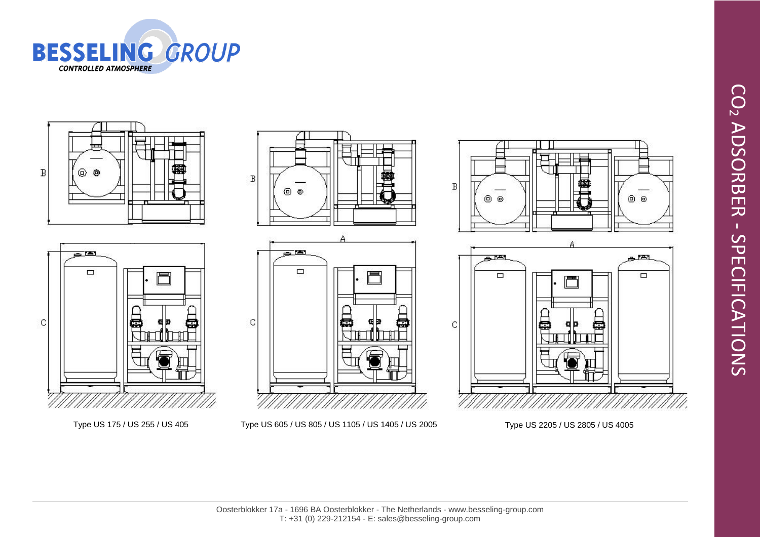# $CO_2$ ADSORBER - SPECIFICATIONS

B

C

B

A

C

B

A

C

Type US 175 / US 255 / US 405

Type US 605 / US 805 / US 1105 / US 1405 / US 2005

Type US 2205 / US 2805 / US 4005

Oosterblokker 17a - 1696 BA Oosterblokker - The Netherlands - www.besseling-group.com
T: +31 (0) 229-212154 - E: sales@besseling-group.com